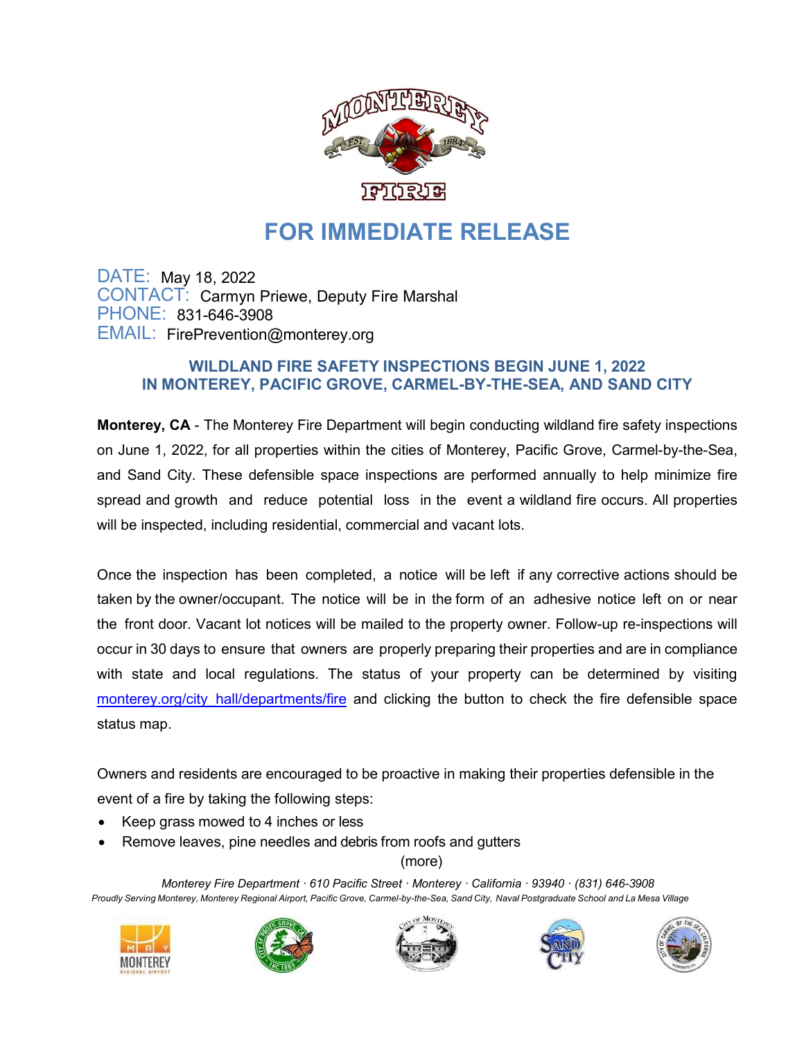# FOR IMMEDIATE RELEASE

DATE: May 18, 2022
CONTACT: Carmyn Priewe, Deputy Fire Marshal
PHONE: 831-646-3908
EMAIL: FirePrevention@monterey.org

## WILDLAND FIRE SAFETY INSPECTIONS BEGIN JUNE 1, 2022 IN MONTEREY, PACIFIC GROVE, CARMEL-BY-THE-SEA, AND SAND CITY

**Monterey, CA** - The Monterey Fire Department will begin conducting wildland fire safety inspections on June 1, 2022, for all properties within the cities of Monterey, Pacific Grove, Carmel-by-the-Sea, and Sand City. These defensible space inspections are performed annually to help minimize fire spread and growth and reduce potential loss in the event a wildland fire occurs. All properties will be inspected, including residential, commercial and vacant lots.

Once the inspection has been completed, a notice will be left if any corrective actions should be taken by the owner/occupant. The notice will be in the form of an adhesive notice left on or near the front door. Vacant lot notices will be mailed to the property owner. Follow-up re-inspections will occur in 30 days to ensure that owners are properly preparing their properties and are in compliance with state and local regulations. The status of your property can be determined by visiting monterey.org/city_hall/departments/fire and clicking the button to check the fire defensible space status map.

Owners and residents are encouraged to be proactive in making their properties defensible in the event of a fire by taking the following steps:

- Keep grass mowed to 4 inches or less
- Remove leaves, pine needles and debris from roofs and gutters

(more)

*Monterey Fire Department · 610 Pacific Street · Monterey · California · 93940 · (831) 646-3908*
*Proudly Serving Monterey, Monterey Regional Airport, Pacific Grove, Carmel-by-the-Sea, Sand City, Naval Postgraduate School and La Mesa Village*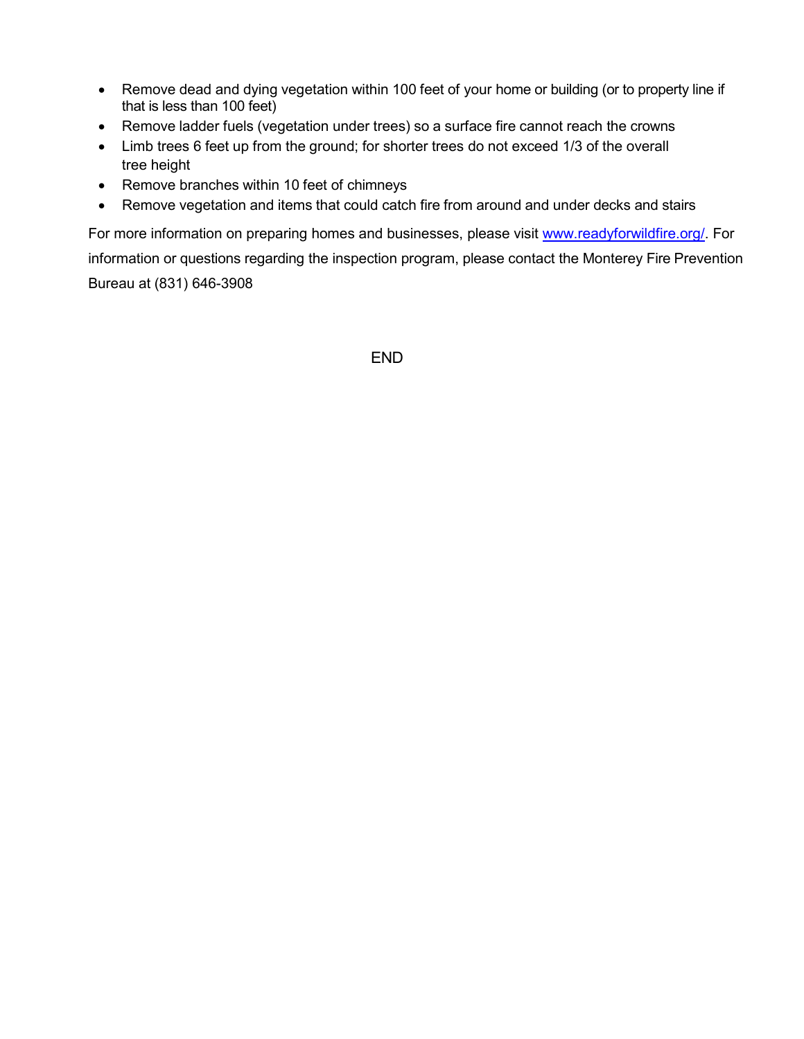- Remove dead and dying vegetation within 100 feet of your home or building (or to property line if that is less than 100 feet)
- Remove ladder fuels (vegetation under trees) so a surface fire cannot reach the crowns
- Limb trees 6 feet up from the ground; for shorter trees do not exceed 1/3 of the overall tree height
- Remove branches within 10 feet of chimneys
- Remove vegetation and items that could catch fire from around and under decks and stairs

For more information on preparing homes and businesses, please visit [www.readyforwildfire.org/](http://www.readyforwildfire.org/). For information or questions regarding the inspection program, please contact the Monterey Fire Prevention Bureau at (831) 646-3908

END